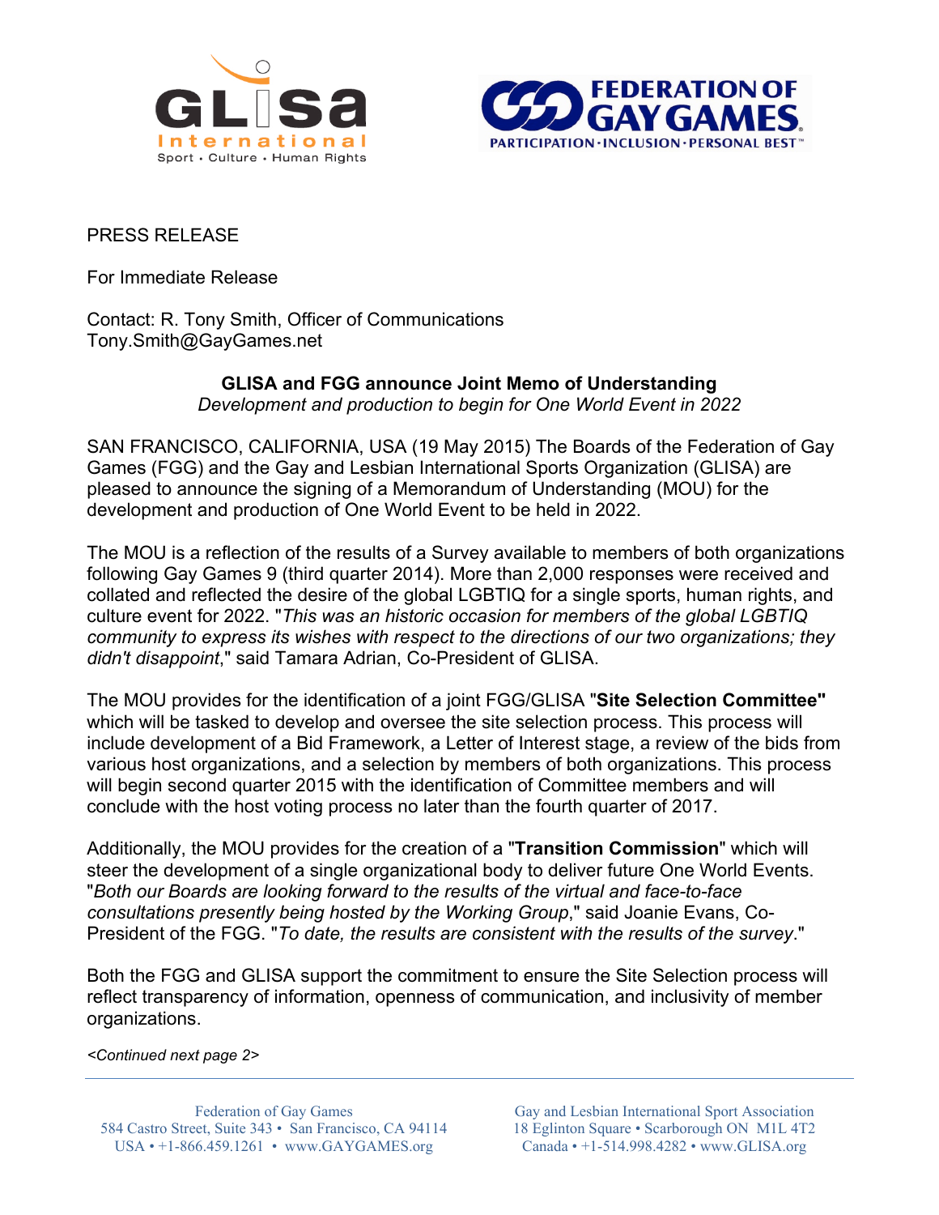PRESS RELEASE

For Immediate Release

Contact: R. Tony Smith, Officer of Communications
Tony.Smith@GayGames.net

**GLISA and FGG announce Joint Memo of Understanding**
*Development and production to begin for One World Event in 2022*

SAN FRANCISCO, CALIFORNIA, USA (19 May 2015) The Boards of the Federation of Gay Games (FGG) and the Gay and Lesbian International Sports Organization (GLISA) are pleased to announce the signing of a Memorandum of Understanding (MOU) for the development and production of One World Event to be held in 2022.

The MOU is a reflection of the results of a Survey available to members of both organizations following Gay Games 9 (third quarter 2014). More than 2,000 responses were received and collated and reflected the desire of the global LGBTIQ for a single sports, human rights, and culture event for 2022. "*This was an historic occasion for members of the global LGBTIQ community to express its wishes with respect to the directions of our two organizations; they didn't disappoint*," said Tamara Adrian, Co-President of GLISA.

The MOU provides for the identification of a joint FGG/GLISA "**Site Selection Committee"** which will be tasked to develop and oversee the site selection process. This process will include development of a Bid Framework, a Letter of Interest stage, a review of the bids from various host organizations, and a selection by members of both organizations. This process will begin second quarter 2015 with the identification of Committee members and will conclude with the host voting process no later than the fourth quarter of 2017.

Additionally, the MOU provides for the creation of a "**Transition Commission**" which will steer the development of a single organizational body to deliver future One World Events. "*Both our Boards are looking forward to the results of the virtual and face-to-face consultations presently being hosted by the Working Group*," said Joanie Evans, Co-President of the FGG. "*To date, the results are consistent with the results of the survey*."

Both the FGG and GLISA support the commitment to ensure the Site Selection process will reflect transparency of information, openness of communication, and inclusivity of member organizations.

*<Continued next page 2>*

Federation of Gay Games
584 Castro Street, Suite 343 • San Francisco, CA 94114
USA • +1-866.459.1261 • www.GAYGAMES.org

Gay and Lesbian International Sport Association
18 Eglinton Square • Scarborough ON M1L 4T2
Canada • +1-514.998.4282 • www.GLISA.org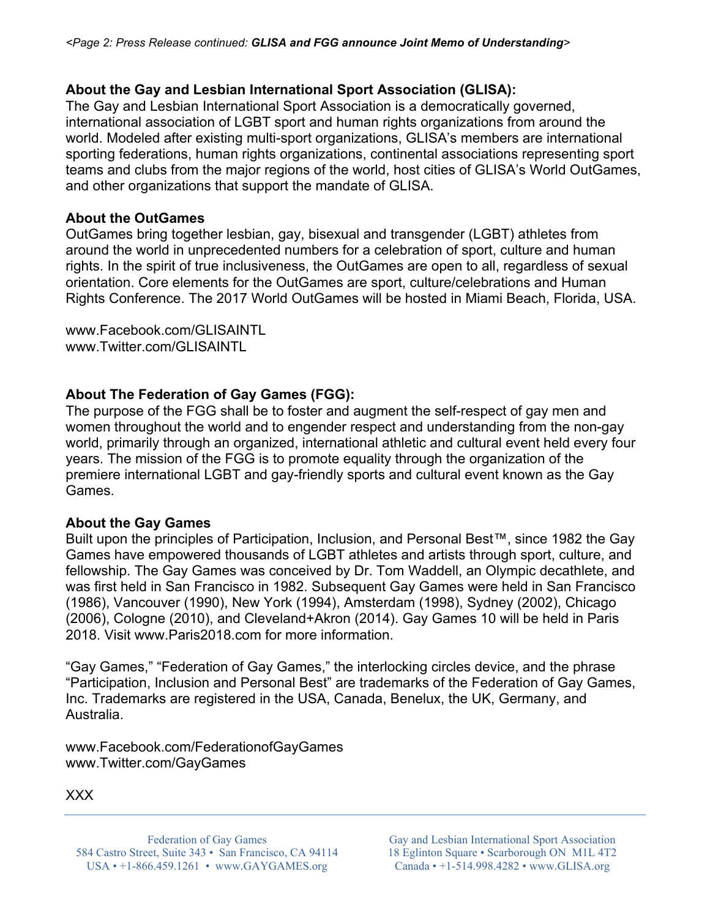## About the Gay and Lesbian International Sport Association (GLISA):

The Gay and Lesbian International Sport Association is a democratically governed, international association of LGBT sport and human rights organizations from around the world. Modeled after existing multi-sport organizations, GLISA's members are international sporting federations, human rights organizations, continental associations representing sport teams and clubs from the major regions of the world, host cities of GLISA's World OutGames, and other organizations that support the mandate of GLISA.

## About the OutGames

OutGames bring together lesbian, gay, bisexual and transgender (LGBT) athletes from around the world in unprecedented numbers for a celebration of sport, culture and human rights. In the spirit of true inclusiveness, the OutGames are open to all, regardless of sexual orientation. Core elements for the OutGames are sport, culture/celebrations and Human Rights Conference. The 2017 World OutGames will be hosted in Miami Beach, Florida, USA.

www.Facebook.com/GLISAINTL
www.Twitter.com/GLISAINTL

## About The Federation of Gay Games (FGG):

The purpose of the FGG shall be to foster and augment the self-respect of gay men and women throughout the world and to engender respect and understanding from the non-gay world, primarily through an organized, international athletic and cultural event held every four years. The mission of the FGG is to promote equality through the organization of the premiere international LGBT and gay-friendly sports and cultural event known as the Gay Games.

## About the Gay Games

Built upon the principles of Participation, Inclusion, and Personal Best™, since 1982 the Gay Games have empowered thousands of LGBT athletes and artists through sport, culture, and fellowship. The Gay Games was conceived by Dr. Tom Waddell, an Olympic decathlete, and was first held in San Francisco in 1982. Subsequent Gay Games were held in San Francisco (1986), Vancouver (1990), New York (1994), Amsterdam (1998), Sydney (2002), Chicago (2006), Cologne (2010), and Cleveland+Akron (2014). Gay Games 10 will be held in Paris 2018. Visit www.Paris2018.com for more information.

"Gay Games," "Federation of Gay Games," the interlocking circles device, and the phrase "Participation, Inclusion and Personal Best" are trademarks of the Federation of Gay Games, Inc. Trademarks are registered in the USA, Canada, Benelux, the UK, Germany, and Australia.

www.Facebook.com/FederationofGayGames
www.Twitter.com/GayGames

XXX

Federation of Gay Games
584 Castro Street, Suite 343 • San Francisco, CA 94114
USA • +1-866.459.1261 • www.GAYGAMES.org

Gay and Lesbian International Sport Association
18 Eglinton Square • Scarborough ON M1L 4T2
Canada • +1-514.998.4282 • www.GLISA.org